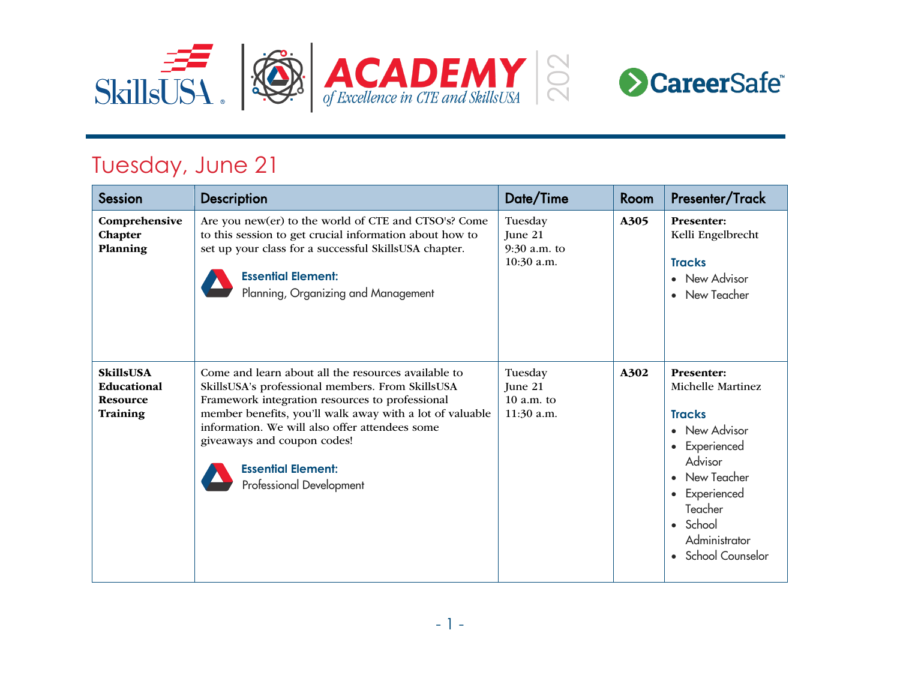# Tuesday, June 21

| Session | Description | Date/Time | Room | Presenter/Track |
|---|---|---|---|---|
| **Comprehensive Chapter Planning** | Are you new(er) to the world of CTE and CTSO's? Come to this session to get crucial information about how to set up your class for a successful SkillsUSA chapter. **Essential Element:** Planning, Organizing and Management | Tuesday June 21 9:30 a.m. to 10:30 a.m. | **A305** | **Presenter:** Kelli Engelbrecht **Tracks** • New Advisor • New Teacher |
| **SkillsUSA Educational Resource Training** | Come and learn about all the resources available to SkillsUSA's professional members. From SkillsUSA Framework integration resources to professional member benefits, you'll walk away with a lot of valuable information. We will also offer attendees some giveaways and coupon codes! **Essential Element:** Professional Development | Tuesday June 21 10 a.m. to 11:30 a.m. | **A302** | **Presenter:** Michelle Martinez **Tracks** • New Advisor • Experienced Advisor • New Teacher • Experienced Teacher • School Administrator • School Counselor |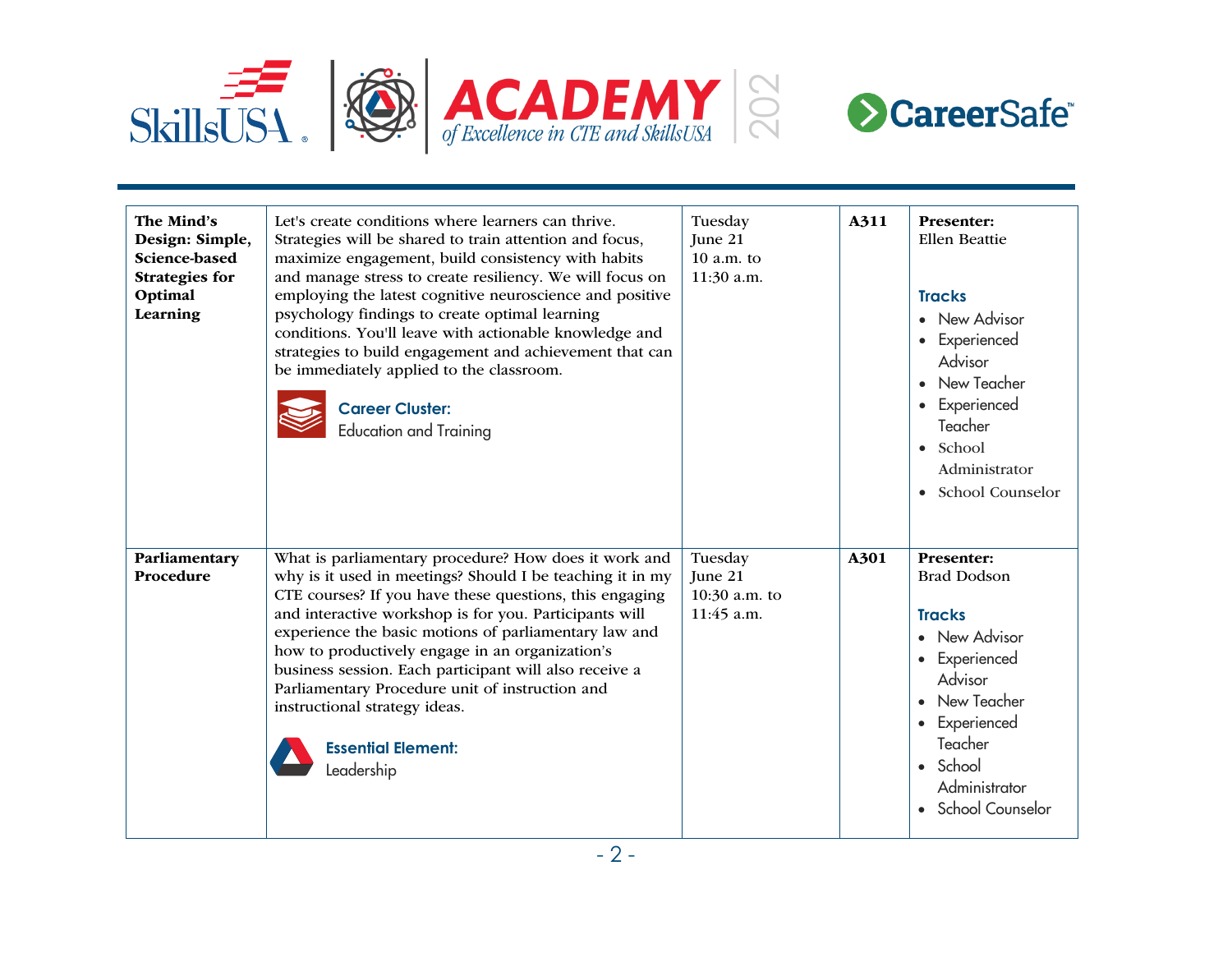| | | | | |
|---|---|---|---|---|
| **The Mind's Design: Simple, Science-based Strategies for Optimal Learning** | Let's create conditions where learners can thrive. Strategies will be shared to train attention and focus, maximize engagement, build consistency with habits and manage stress to create resiliency. We will focus on employing the latest cognitive neuroscience and positive psychology findings to create optimal learning conditions. You'll leave with actionable knowledge and strategies to build engagement and achievement that can be immediately applied to the classroom.<br><br>**Career Cluster:**<br>Education and Training | Tuesday<br>June 21<br>10 a.m. to<br>11:30 a.m. | **A311** | **Presenter:**<br>Ellen Beattie<br><br>**Tracks**<br>• New Advisor<br>• Experienced Advisor<br>• New Teacher<br>• Experienced Teacher<br>• School Administrator<br>• School Counselor |
| **Parliamentary Procedure** | What is parliamentary procedure? How does it work and why is it used in meetings? Should I be teaching it in my CTE courses? If you have these questions, this engaging and interactive workshop is for you. Participants will experience the basic motions of parliamentary law and how to productively engage in an organization's business session. Each participant will also receive a Parliamentary Procedure unit of instruction and instructional strategy ideas.<br><br>**Essential Element:**<br>Leadership | Tuesday<br>June 21<br>10:30 a.m. to<br>11:45 a.m. | **A301** | **Presenter:**<br>Brad Dodson<br><br>**Tracks**<br>• New Advisor<br>• Experienced Advisor<br>• New Teacher<br>• Experienced Teacher<br>• School Administrator<br>• School Counselor |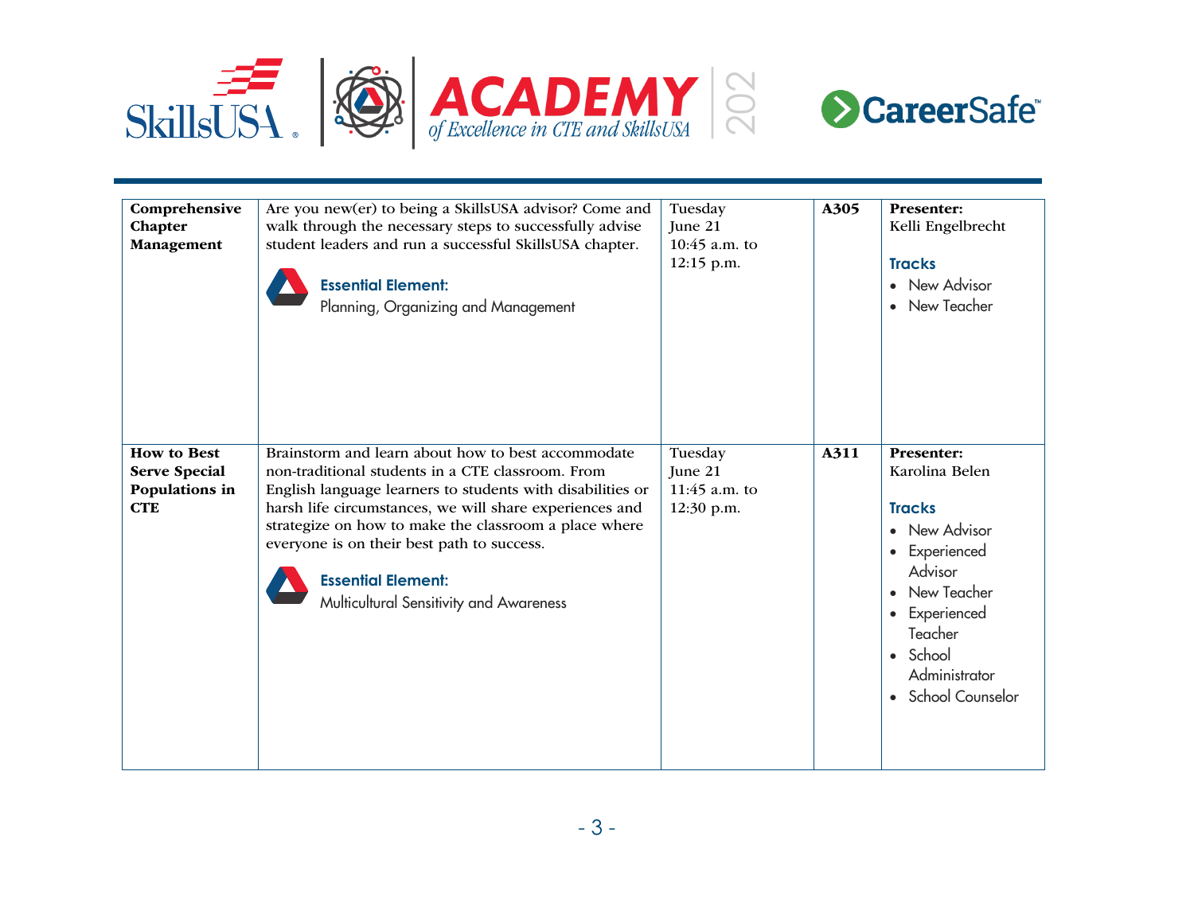| Comprehensive Chapter Management | Are you new(er) to being a SkillsUSA advisor? Come and walk through the necessary steps to successfully advise student leaders and run a successful SkillsUSA chapter.<br><br>**Essential Element:**<br>Planning, Organizing and Management | Tuesday<br>June 21<br>10:45 a.m. to<br>12:15 p.m. | **A305** | **Presenter:**<br>Kelli Engelbrecht<br><br>**Tracks**<br>• New Advisor<br>• New Teacher |
|---|---|---|---|---|
| **How to Best Serve Special Populations in CTE** | Brainstorm and learn about how to best accommodate non-traditional students in a CTE classroom. From English language learners to students with disabilities or harsh life circumstances, we will share experiences and strategize on how to make the classroom a place where everyone is on their best path to success.<br><br>**Essential Element:**<br>Multicultural Sensitivity and Awareness | Tuesday<br>June 21<br>11:45 a.m. to<br>12:30 p.m. | **A311** | **Presenter:**<br>Karolina Belen<br><br>**Tracks**<br>• New Advisor<br>• Experienced Advisor<br>• New Teacher<br>• Experienced Teacher<br>• School Administrator<br>• School Counselor |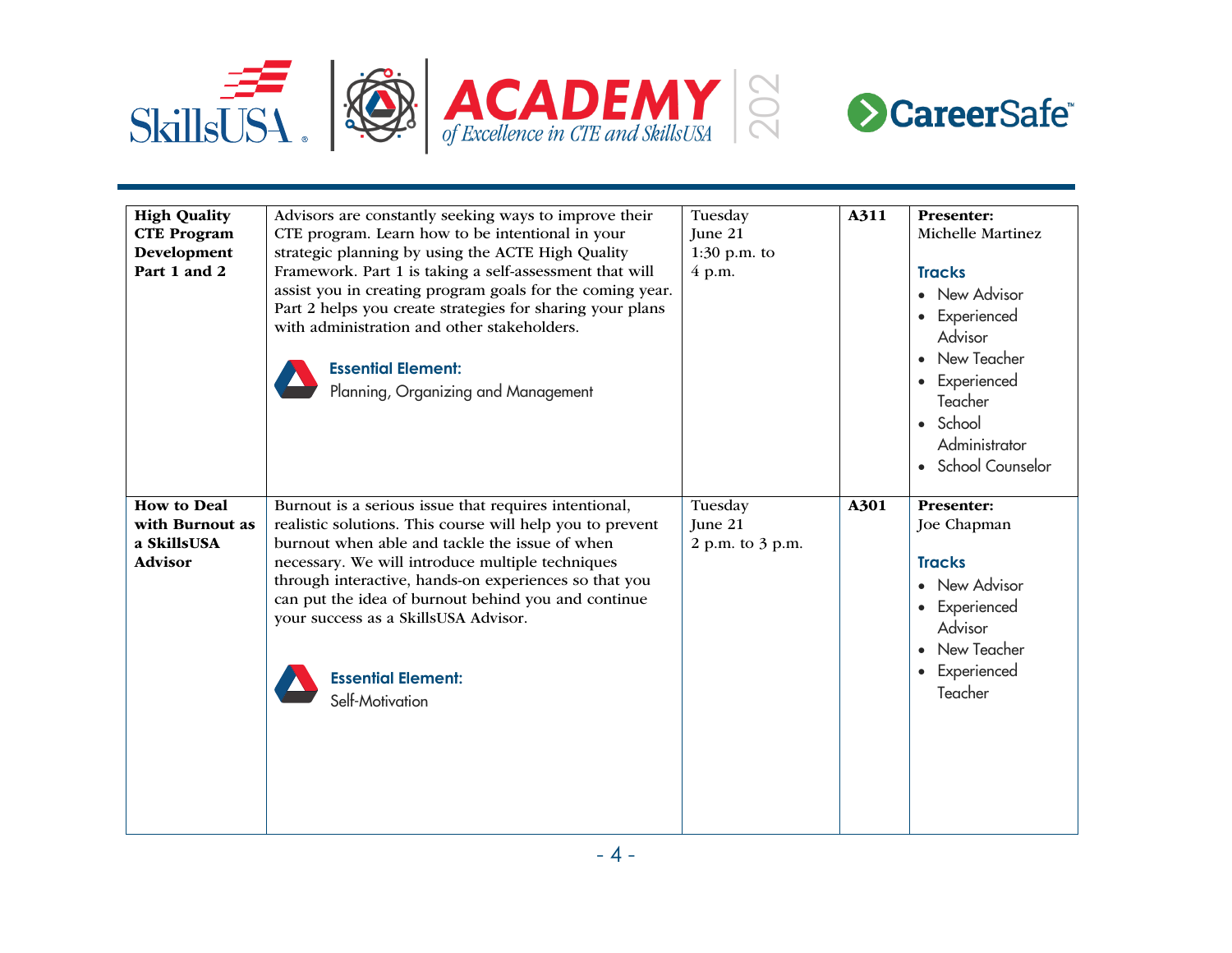| | | | | |
|---|---|---|---|---|
| **High Quality CTE Program Development Part 1 and 2** | Advisors are constantly seeking ways to improve their CTE program. Learn how to be intentional in your strategic planning by using the ACTE High Quality Framework. Part 1 is taking a self-assessment that will assist you in creating program goals for the coming year. Part 2 helps you create strategies for sharing your plans with administration and other stakeholders.<br><br>**Essential Element:**<br>Planning, Organizing and Management | Tuesday<br>June 21<br>1:30 p.m. to 4 p.m. | **A311** | **Presenter:**<br>Michelle Martinez<br><br>**Tracks**<br>• New Advisor<br>• Experienced Advisor<br>• New Teacher<br>• Experienced Teacher<br>• School Administrator<br>• School Counselor |
| **How to Deal with Burnout as a SkillsUSA Advisor** | Burnout is a serious issue that requires intentional, realistic solutions. This course will help you to prevent burnout when able and tackle the issue of when necessary. We will introduce multiple techniques through interactive, hands-on experiences so that you can put the idea of burnout behind you and continue your success as a SkillsUSA Advisor.<br><br>**Essential Element:**<br>Self-Motivation | Tuesday<br>June 21<br>2 p.m. to 3 p.m. | **A301** | **Presenter:**<br>Joe Chapman<br><br>**Tracks**<br>• New Advisor<br>• Experienced Advisor<br>• New Teacher<br>• Experienced Teacher |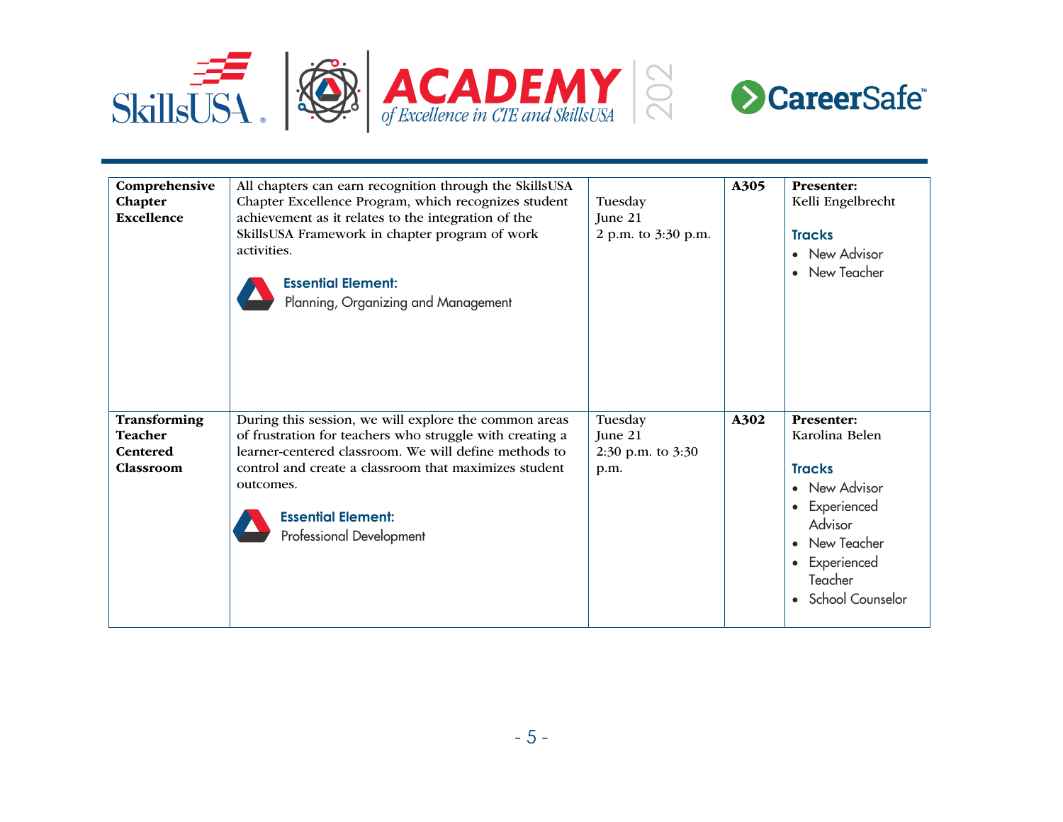| | | | | |
|---|---|---|---|---|
| **Comprehensive Chapter Excellence** | All chapters can earn recognition through the SkillsUSA Chapter Excellence Program, which recognizes student achievement as it relates to the integration of the SkillsUSA Framework in chapter program of work activities.<br><br>**Essential Element:**<br>Planning, Organizing and Management | Tuesday<br>June 21<br>2 p.m. to 3:30 p.m. | **A305** | **Presenter:**<br>Kelli Engelbrecht<br><br>**Tracks**<br>• New Advisor<br>• New Teacher |
| **Transforming Teacher Centered Classroom** | During this session, we will explore the common areas of frustration for teachers who struggle with creating a learner-centered classroom. We will define methods to control and create a classroom that maximizes student outcomes.<br><br>**Essential Element:**<br>Professional Development | Tuesday<br>June 21<br>2:30 p.m. to 3:30 p.m. | **A302** | **Presenter:**<br>Karolina Belen<br><br>**Tracks**<br>• New Advisor<br>• Experienced Advisor<br>• New Teacher<br>• Experienced Teacher<br>• School Counselor |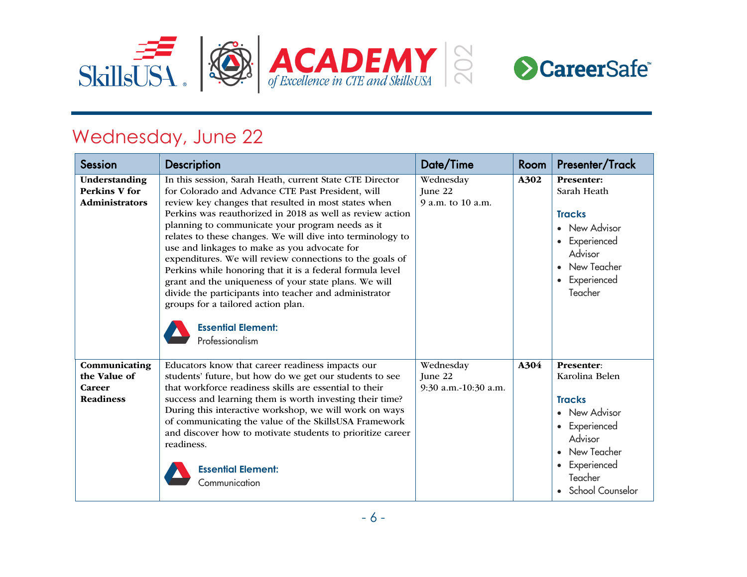## Wednesday, June 22

| Session | Description | Date/Time | Room | Presenter/Track |
|---|---|---|---|---|
| **Understanding Perkins V for Administrators** | In this session, Sarah Heath, current State CTE Director for Colorado and Advance CTE Past President, will review key changes that resulted in most states when Perkins was reauthorized in 2018 as well as review action planning to communicate your program needs as it relates to these changes. We will dive into terminology to use and linkages to make as you advocate for expenditures. We will review connections to the goals of Perkins while honoring that it is a federal formula level grant and the uniqueness of your state plans. We will divide the participants into teacher and administrator groups for a tailored action plan.<br><br>**Essential Element:**<br>Professionalism | Wednesday<br>June 22<br>9 a.m. to 10 a.m. | **A302** | **Presenter:**<br>Sarah Heath<br><br>**Tracks**<br>• New Advisor<br>• Experienced Advisor<br>• New Teacher<br>• Experienced Teacher |
| **Communicating the Value of Career Readiness** | Educators know that career readiness impacts our students' future, but how do we get our students to see that workforce readiness skills are essential to their success and learning them is worth investing their time? During this interactive workshop, we will work on ways of communicating the value of the SkillsUSA Framework and discover how to motivate students to prioritize career readiness.<br><br>**Essential Element:**<br>Communication | Wednesday<br>June 22<br>9:30 a.m.-10:30 a.m. | **A304** | **Presenter:**<br>Karolina Belen<br><br>**Tracks**<br>• New Advisor<br>• Experienced Advisor<br>• New Teacher<br>• Experienced Teacher<br>• School Counselor |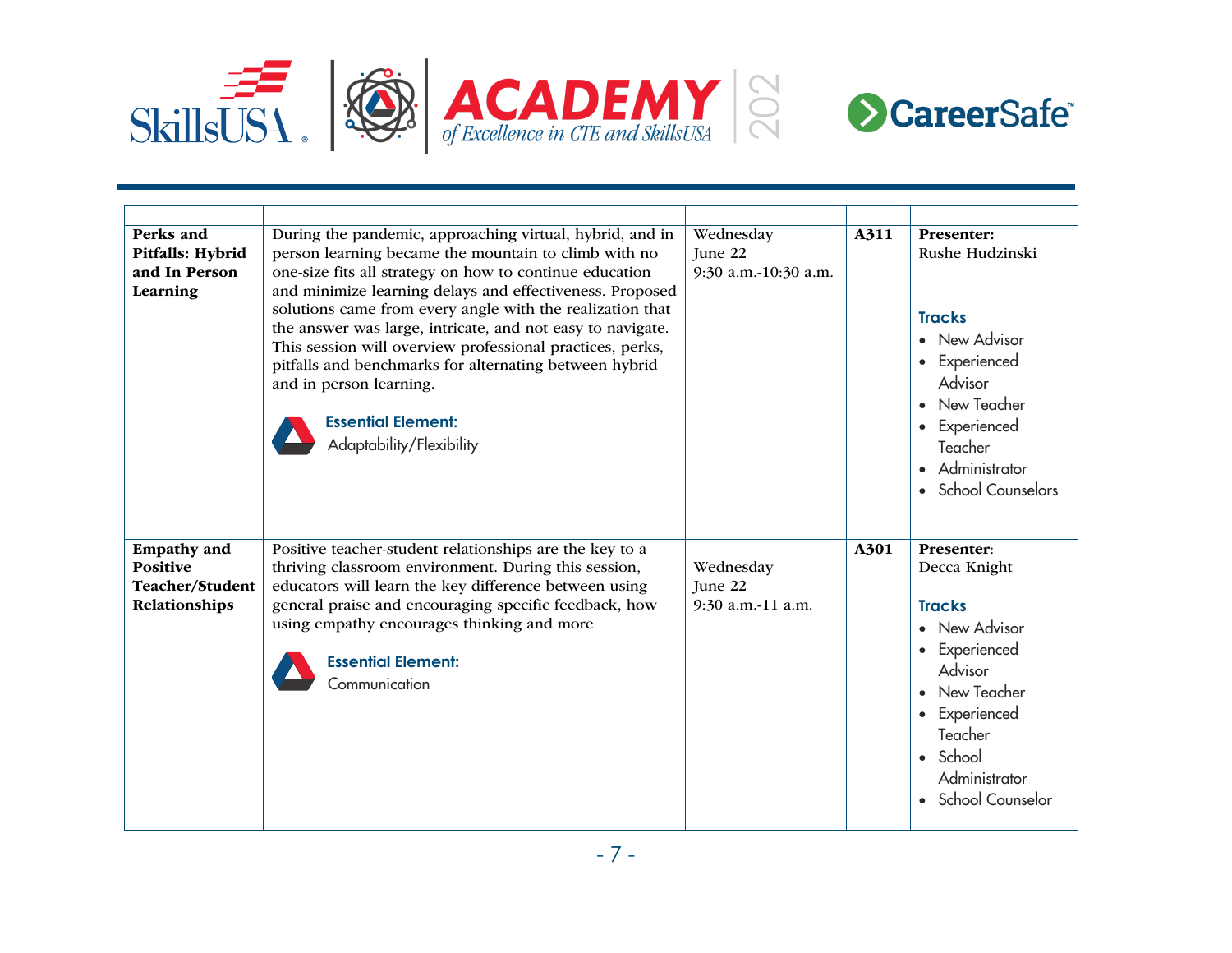| | | | | |
|---|---|---|---|---|
| **Perks and Pitfalls: Hybrid and In Person Learning** | During the pandemic, approaching virtual, hybrid, and in person learning became the mountain to climb with no one-size fits all strategy on how to continue education and minimize learning delays and effectiveness. Proposed solutions came from every angle with the realization that the answer was large, intricate, and not easy to navigate. This session will overview professional practices, perks, pitfalls and benchmarks for alternating between hybrid and in person learning.<br><br>**Essential Element:**<br>Adaptability/Flexibility | Wednesday<br>June 22<br>9:30 a.m.-10:30 a.m. | **A311** | **Presenter:**<br>Rushe Hudzinski<br><br>**Tracks**<br>• New Advisor<br>• Experienced Advisor<br>• New Teacher<br>• Experienced Teacher<br>• Administrator<br>• School Counselors |
| **Empathy and Positive Teacher/Student Relationships** | Positive teacher-student relationships are the key to a thriving classroom environment. During this session, educators will learn the key difference between using general praise and encouraging specific feedback, how using empathy encourages thinking and more<br><br>**Essential Element:**<br>Communication | Wednesday<br>June 22<br>9:30 a.m.-11 a.m. | **A301** | **Presenter**:<br>Decca Knight<br><br>**Tracks**<br>• New Advisor<br>• Experienced Advisor<br>• New Teacher<br>• Experienced Teacher<br>• School Administrator<br>• School Counselor |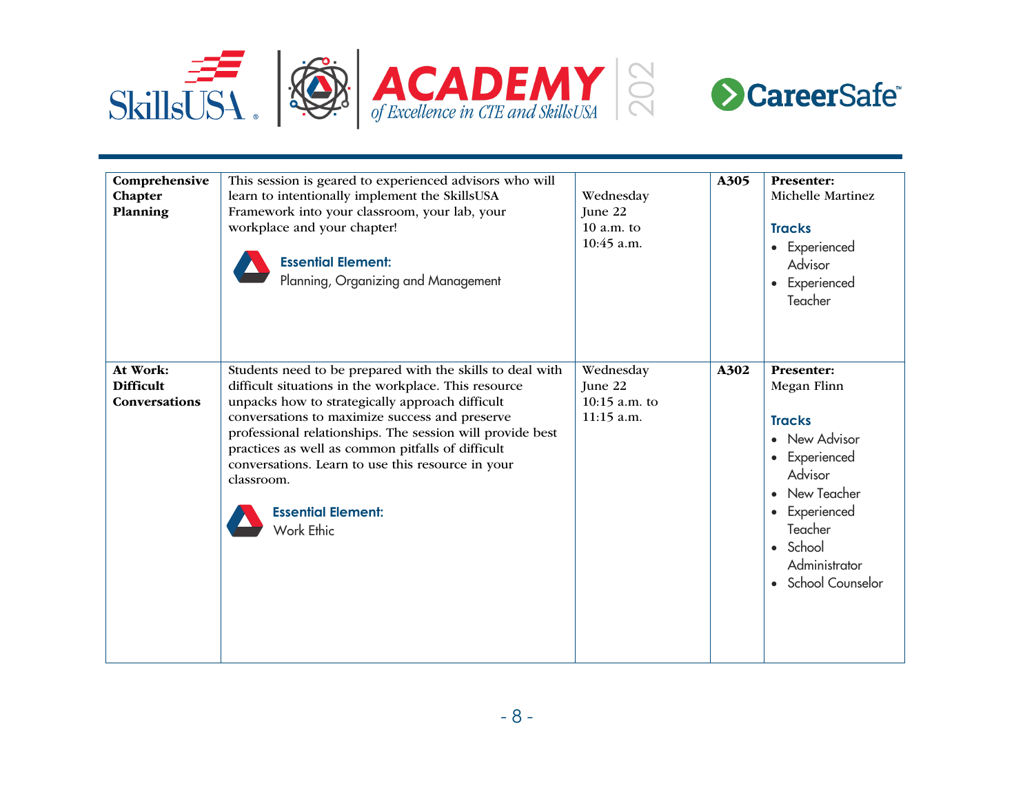| Comprehensive Chapter Planning | This session is geared to experienced advisors who will learn to intentionally implement the SkillsUSA Framework into your classroom, your lab, your workplace and your chapter!<br><br>**Essential Element:**<br>Planning, Organizing and Management | Wednesday<br>June 22<br>10 a.m. to<br>10:45 a.m. | A305 | **Presenter:**<br>Michelle Martinez<br><br>**Tracks**<br>• Experienced Advisor<br>• Experienced Teacher |
|---|---|---|---|---|
| **At Work: Difficult Conversations** | Students need to be prepared with the skills to deal with difficult situations in the workplace. This resource unpacks how to strategically approach difficult conversations to maximize success and preserve professional relationships. The session will provide best practices as well as common pitfalls of difficult conversations. Learn to use this resource in your classroom.<br><br>**Essential Element:**<br>Work Ethic | Wednesday<br>June 22<br>10:15 a.m. to<br>11:15 a.m. | **A302** | **Presenter:**<br>Megan Flinn<br><br>**Tracks**<br>• New Advisor<br>• Experienced Advisor<br>• New Teacher<br>• Experienced Teacher<br>• School Administrator<br>• School Counselor |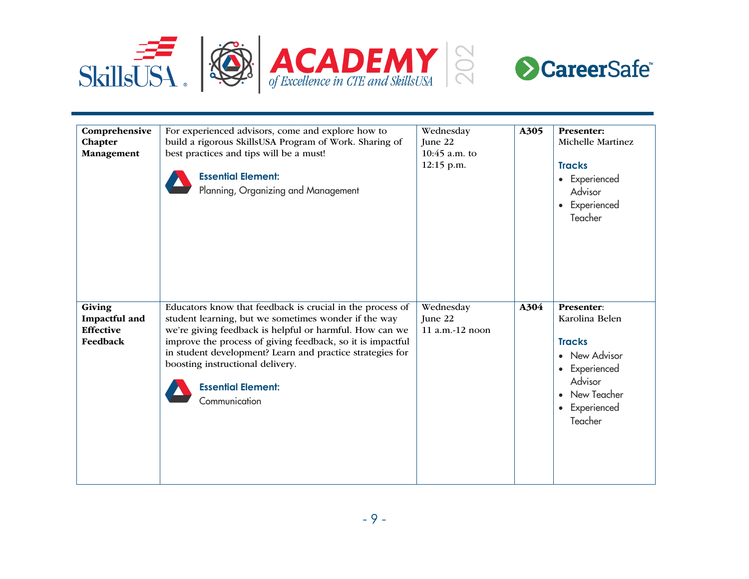| | | | | |
|---|---|---|---|---|
| **Comprehensive Chapter Management** | For experienced advisors, come and explore how to build a rigorous SkillsUSA Program of Work. Sharing of best practices and tips will be a must!<br><br>**Essential Element:**<br>Planning, Organizing and Management | Wednesday<br>June 22<br>10:45 a.m. to 12:15 p.m. | **A305** | **Presenter:**<br>Michelle Martinez<br><br>**Tracks**<br>• Experienced Advisor<br>• Experienced Teacher |
| **Giving Impactful and Effective Feedback** | Educators know that feedback is crucial in the process of student learning, but we sometimes wonder if the way we're giving feedback is helpful or harmful. How can we improve the process of giving feedback, so it is impactful in student development? Learn and practice strategies for boosting instructional delivery.<br><br>**Essential Element:**<br>Communication | Wednesday<br>June 22<br>11 a.m.-12 noon | **A304** | **Presenter:**<br>Karolina Belen<br><br>**Tracks**<br>• New Advisor<br>• Experienced Advisor<br>• New Teacher<br>• Experienced Teacher |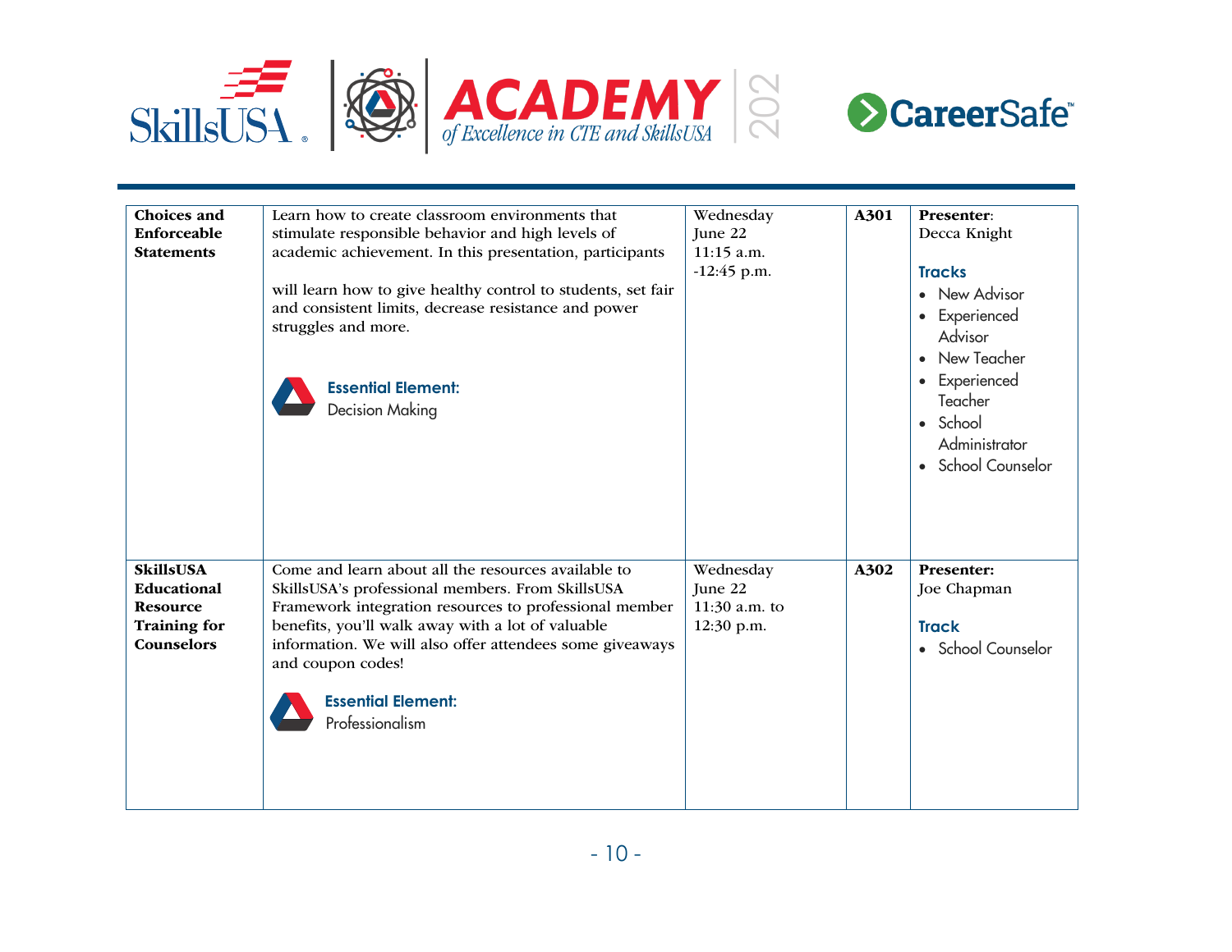| | | | | |
|---|---|---|---|---|
| **Choices and Enforceable Statements** | Learn how to create classroom environments that stimulate responsible behavior and high levels of academic achievement. In this presentation, participants will learn how to give healthy control to students, set fair and consistent limits, decrease resistance and power struggles and more.<br><br>**Essential Element:**<br>Decision Making | Wednesday June 22 11:15 a.m. -12:45 p.m. | **A301** | **Presenter**:<br>Decca Knight<br><br>**Tracks**<br>• New Advisor<br>• Experienced Advisor<br>• New Teacher<br>• Experienced Teacher<br>• School Administrator<br>• School Counselor |
| **SkillsUSA Educational Resource Training for Counselors** | Come and learn about all the resources available to SkillsUSA's professional members. From SkillsUSA Framework integration resources to professional member benefits, you'll walk away with a lot of valuable information. We will also offer attendees some giveaways and coupon codes!<br><br>**Essential Element:**<br>Professionalism | Wednesday June 22 11:30 a.m. to 12:30 p.m. | **A302** | **Presenter:**<br>Joe Chapman<br><br>**Track**<br>• School Counselor |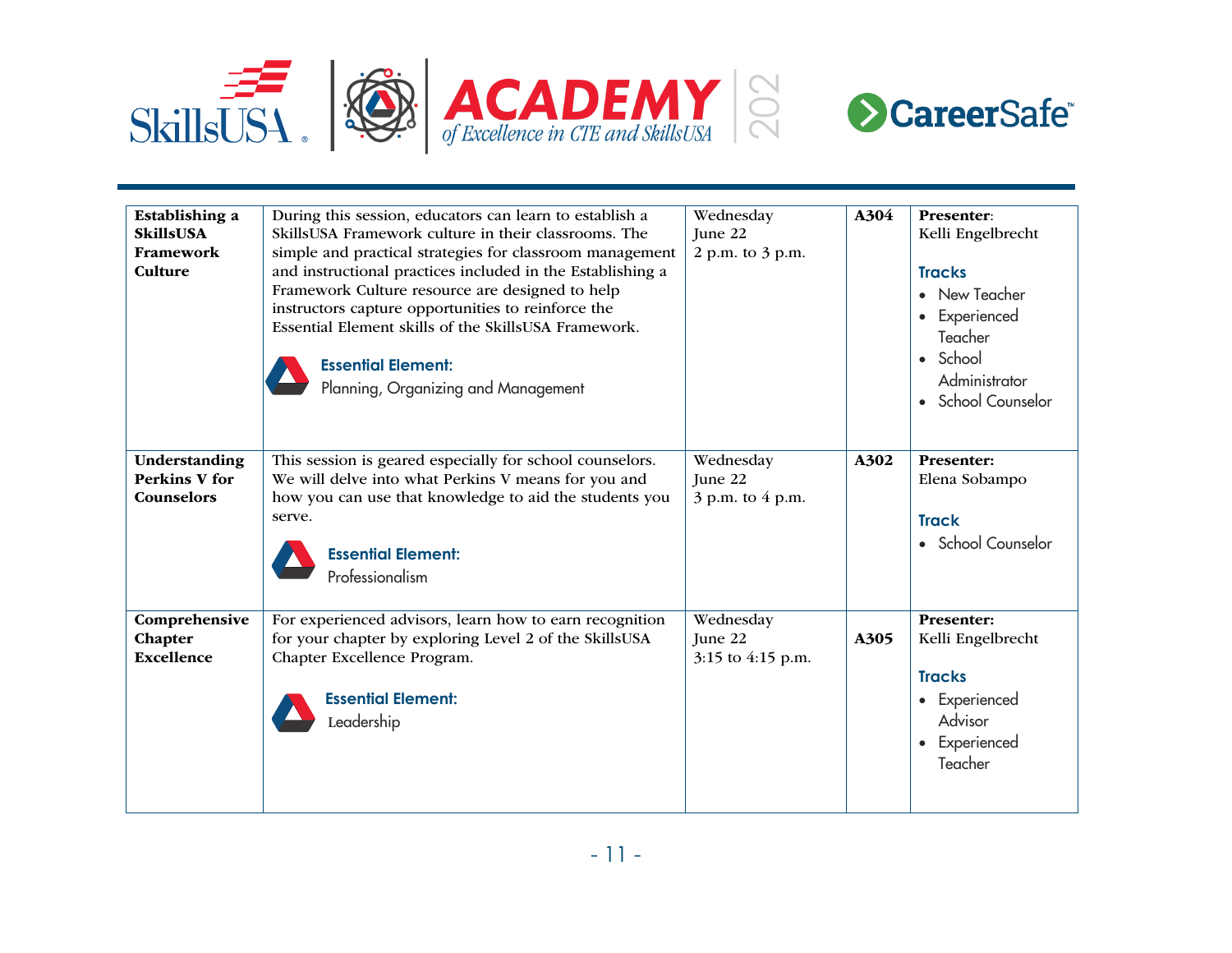| | | | | |
|---|---|---|---|---|
| **Establishing a SkillsUSA Framework Culture** | During this session, educators can learn to establish a SkillsUSA Framework culture in their classrooms. The simple and practical strategies for classroom management and instructional practices included in the Establishing a Framework Culture resource are designed to help instructors capture opportunities to reinforce the Essential Element skills of the SkillsUSA Framework.<br><br>**Essential Element:**<br>Planning, Organizing and Management | Wednesday<br>June 22<br>2 p.m. to 3 p.m. | **A304** | **Presenter**:<br>Kelli Engelbrecht<br><br>**Tracks**<br>• New Teacher<br>• Experienced Teacher<br>• School Administrator<br>• School Counselor |
| **Understanding Perkins V for Counselors** | This session is geared especially for school counselors. We will delve into what Perkins V means for you and how you can use that knowledge to aid the students you serve.<br><br>**Essential Element:**<br>Professionalism | Wednesday<br>June 22<br>3 p.m. to 4 p.m. | **A302** | **Presenter:**<br>Elena Sobampo<br><br>**Track**<br>• School Counselor |
| **Comprehensive Chapter Excellence** | For experienced advisors, learn how to earn recognition for your chapter by exploring Level 2 of the SkillsUSA Chapter Excellence Program.<br><br>**Essential Element:**<br>Leadership | Wednesday<br>June 22<br>3:15 to 4:15 p.m. | **A305** | **Presenter:**<br>Kelli Engelbrecht<br><br>**Tracks**<br>• Experienced Advisor<br>• Experienced Teacher |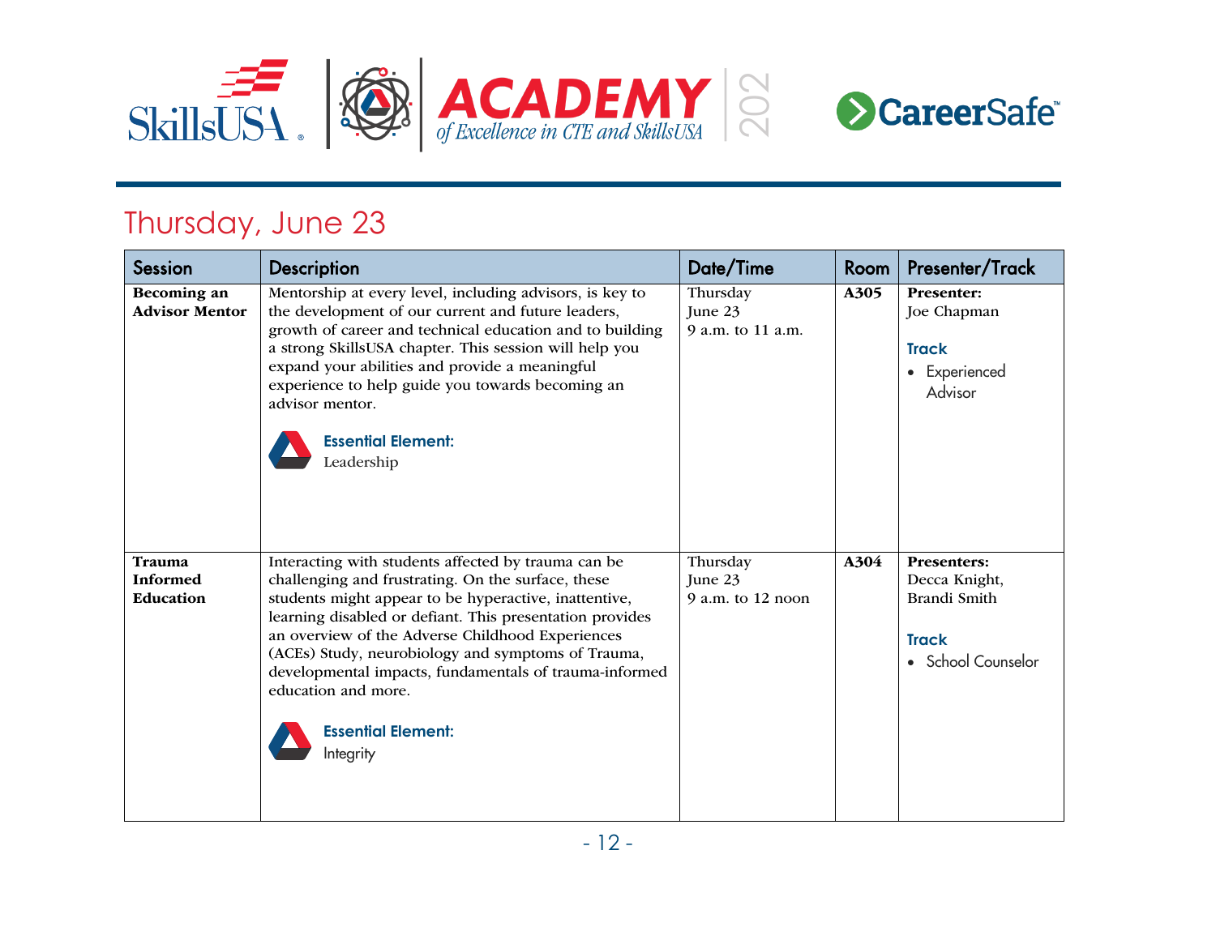## Thursday, June 23

| Session | Description | Date/Time | Room | Presenter/Track |
|---|---|---|---|---|
| **Becoming an Advisor Mentor** | Mentorship at every level, including advisors, is key to the development of our current and future leaders, growth of career and technical education and to building a strong SkillsUSA chapter. This session will help you expand your abilities and provide a meaningful experience to help guide you towards becoming an advisor mentor.<br><br>**Essential Element:**<br>Leadership | Thursday<br>June 23<br>9 a.m. to 11 a.m. | **A305** | **Presenter:**<br>Joe Chapman<br><br>**Track**<br>• Experienced Advisor |
| **Trauma Informed Education** | Interacting with students affected by trauma can be challenging and frustrating. On the surface, these students might appear to be hyperactive, inattentive, learning disabled or defiant. This presentation provides an overview of the Adverse Childhood Experiences (ACEs) Study, neurobiology and symptoms of Trauma, developmental impacts, fundamentals of trauma-informed education and more.<br><br>**Essential Element:**<br>Integrity | Thursday<br>June 23<br>9 a.m. to 12 noon | **A304** | **Presenters:**<br>Decca Knight,<br>Brandi Smith<br><br>**Track**<br>• School Counselor |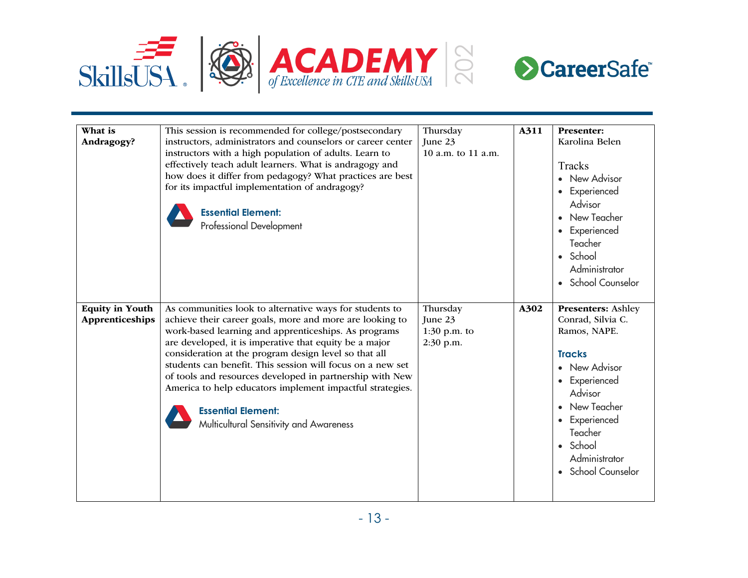| What is Andragogy? | This session is recommended for college/postsecondary instructors, administrators and counselors or career center instructors with a high population of adults. Learn to effectively teach adult learners. What is andragogy and how does it differ from pedagogy? What practices are best for its impactful implementation of andragogy?<br><br>**Essential Element:**<br>Professional Development | Thursday<br>June 23<br>10 a.m. to 11 a.m. | **A311** | **Presenter:**<br>Karolina Belen<br><br>Tracks<br>• New Advisor<br>• Experienced Advisor<br>• New Teacher<br>• Experienced Teacher<br>• School Administrator<br>• School Counselor |
|---|---|---|---|---|
| **Equity in Youth Apprenticeships** | As communities look to alternative ways for students to achieve their career goals, more and more are looking to work-based learning and apprenticeships. As programs are developed, it is imperative that equity be a major consideration at the program design level so that all students can benefit. This session will focus on a new set of tools and resources developed in partnership with New America to help educators implement impactful strategies.<br><br>**Essential Element:**<br>Multicultural Sensitivity and Awareness | Thursday<br>June 23<br>1:30 p.m. to 2:30 p.m. | **A302** | **Presenters:** Ashley Conrad, Silvia C. Ramos, NAPE.<br><br>**Tracks**<br>• New Advisor<br>• Experienced Advisor<br>• New Teacher<br>• Experienced Teacher<br>• School Administrator<br>• School Counselor |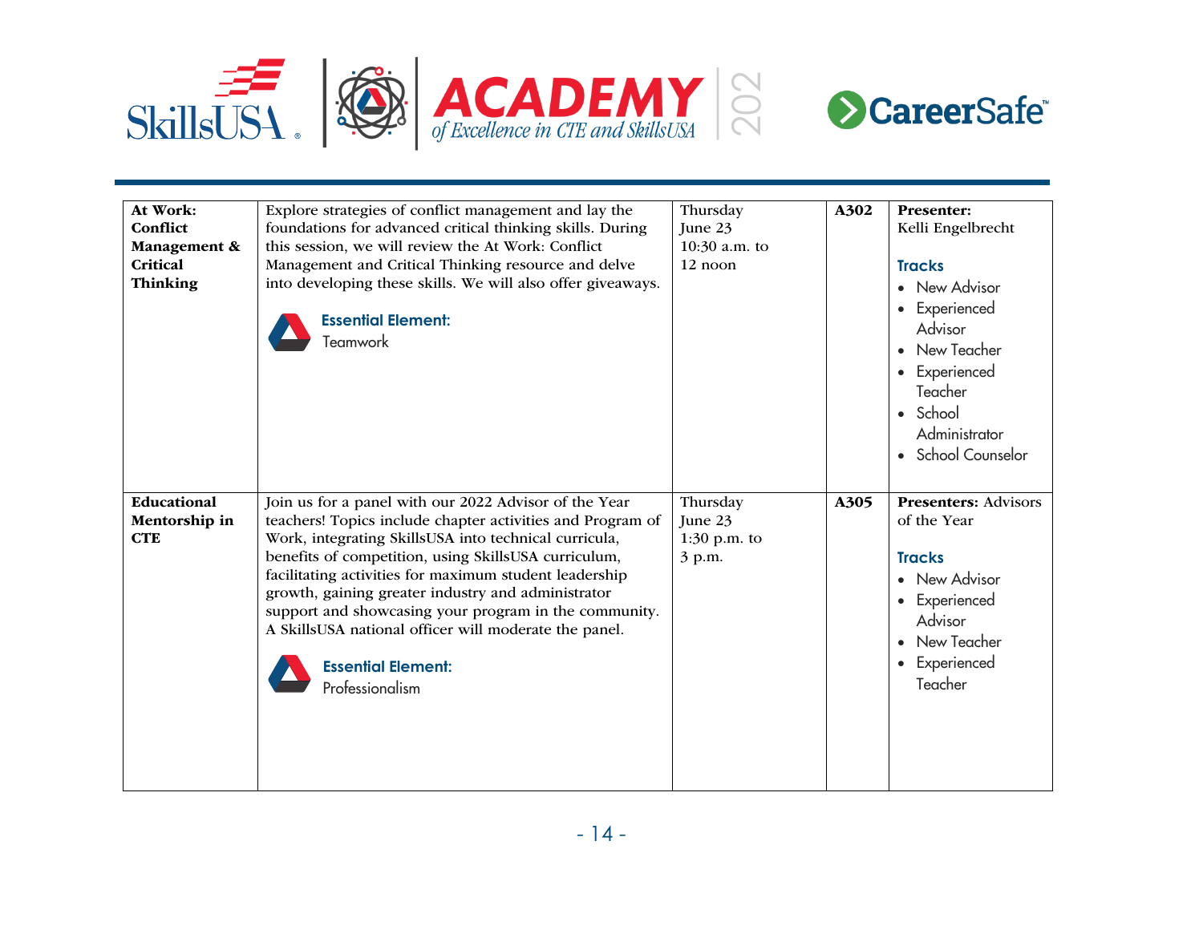| | | | | |
|---|---|---|---|---|
| **At Work: Conflict Management & Critical Thinking** | Explore strategies of conflict management and lay the foundations for advanced critical thinking skills. During this session, we will review the At Work: Conflict Management and Critical Thinking resource and delve into developing these skills. We will also offer giveaways.<br><br>**Essential Element:**<br>Teamwork | Thursday<br>June 23<br>10:30 a.m. to<br>12 noon | **A302** | **Presenter:**<br>Kelli Engelbrecht<br><br>**Tracks**<br>• New Advisor<br>• Experienced Advisor<br>• New Teacher<br>• Experienced Teacher<br>• School Administrator<br>• School Counselor |
| **Educational Mentorship in CTE** | Join us for a panel with our 2022 Advisor of the Year teachers! Topics include chapter activities and Program of Work, integrating SkillsUSA into technical curricula, benefits of competition, using SkillsUSA curriculum, facilitating activities for maximum student leadership growth, gaining greater industry and administrator support and showcasing your program in the community. A SkillsUSA national officer will moderate the panel.<br><br>**Essential Element:**<br>Professionalism | Thursday<br>June 23<br>1:30 p.m. to<br>3 p.m. | **A305** | **Presenters:** Advisors of the Year<br><br>**Tracks**<br>• New Advisor<br>• Experienced Advisor<br>• New Teacher<br>• Experienced Teacher |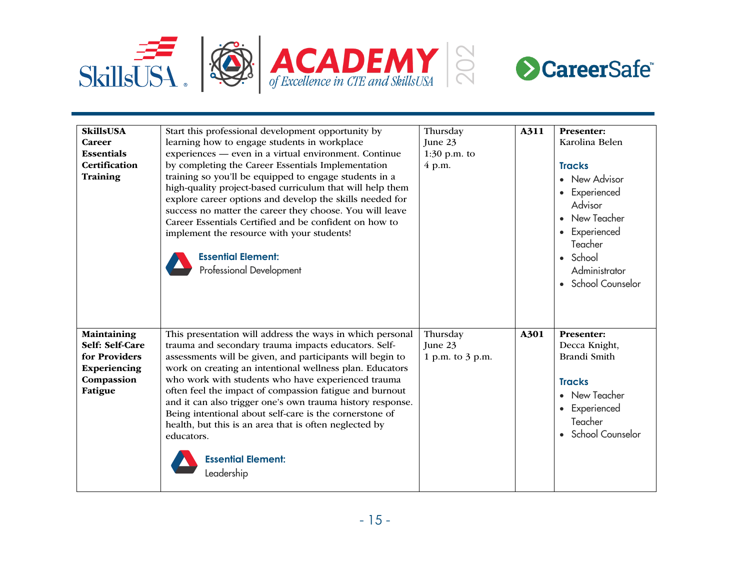| | | | | |
|---|---|---|---|---|
| **SkillsUSA Career Essentials Certification Training** | Start this professional development opportunity by learning how to engage students in workplace experiences — even in a virtual environment. Continue by completing the Career Essentials Implementation training so you'll be equipped to engage students in a high-quality project-based curriculum that will help them explore career options and develop the skills needed for success no matter the career they choose. You will leave Career Essentials Certified and be confident on how to implement the resource with your students!<br><br>**Essential Element:**<br>Professional Development | Thursday<br>June 23<br>1:30 p.m. to 4 p.m. | **A311** | **Presenter:**<br>Karolina Belen<br><br>**Tracks**<br>• New Advisor<br>• Experienced Advisor<br>• New Teacher<br>• Experienced Teacher<br>• School Administrator<br>• School Counselor |
| **Maintaining Self: Self-Care for Providers Experiencing Compassion Fatigue** | This presentation will address the ways in which personal trauma and secondary trauma impacts educators. Self-assessments will be given, and participants will begin to work on creating an intentional wellness plan. Educators who work with students who have experienced trauma often feel the impact of compassion fatigue and burnout and it can also trigger one's own trauma history response. Being intentional about self-care is the cornerstone of health, but this is an area that is often neglected by educators.<br><br>**Essential Element:**<br>Leadership | Thursday<br>June 23<br>1 p.m. to 3 p.m. | **A301** | **Presenter:**<br>Decca Knight,<br>Brandi Smith<br><br>**Tracks**<br>• New Teacher<br>• Experienced Teacher<br>• School Counselor |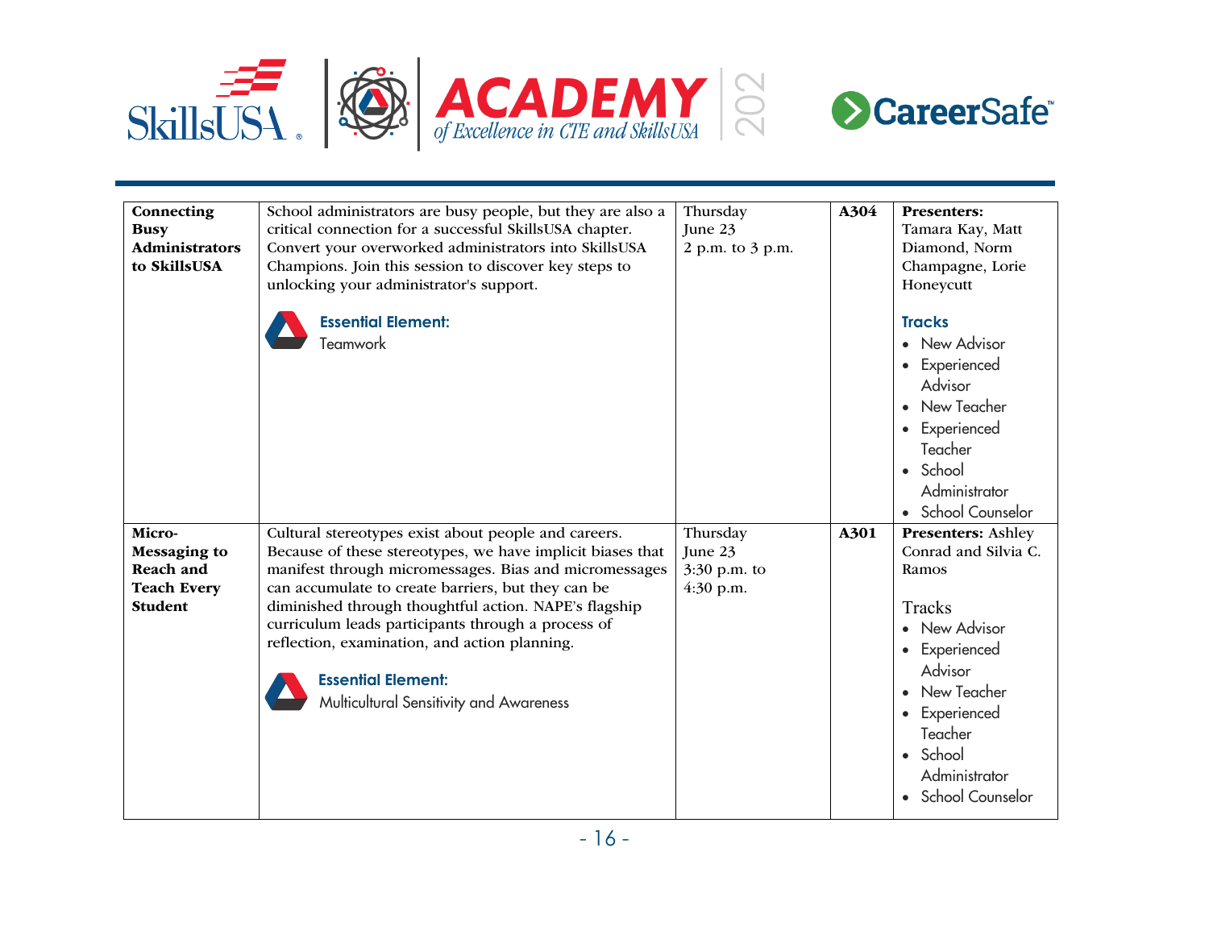| | | | | |
|---|---|---|---|---|
| **Connecting Busy Administrators to SkillsUSA** | School administrators are busy people, but they are also a critical connection for a successful SkillsUSA chapter. Convert your overworked administrators into SkillsUSA Champions. Join this session to discover key steps to unlocking your administrator's support.<br><br>**Essential Element:**<br>Teamwork | Thursday<br>June 23<br>2 p.m. to 3 p.m. | **A304** | **Presenters:**<br>Tamara Kay, Matt Diamond, Norm Champagne, Lorie Honeycutt<br><br>**Tracks**<br>• New Advisor<br>• Experienced Advisor<br>• New Teacher<br>• Experienced Teacher<br>• School Administrator<br>• School Counselor |
| **Micro-Messaging to Reach and Teach Every Student** | Cultural stereotypes exist about people and careers. Because of these stereotypes, we have implicit biases that manifest through micromessages. Bias and micromessages can accumulate to create barriers, but they can be diminished through thoughtful action. NAPE's flagship curriculum leads participants through a process of reflection, examination, and action planning.<br><br>**Essential Element:**<br>Multicultural Sensitivity and Awareness | Thursday<br>June 23<br>3:30 p.m. to 4:30 p.m. | **A301** | **Presenters:** Ashley Conrad and Silvia C. Ramos<br><br>Tracks<br>• New Advisor<br>• Experienced Advisor<br>• New Teacher<br>• Experienced Teacher<br>• School Administrator<br>• School Counselor |